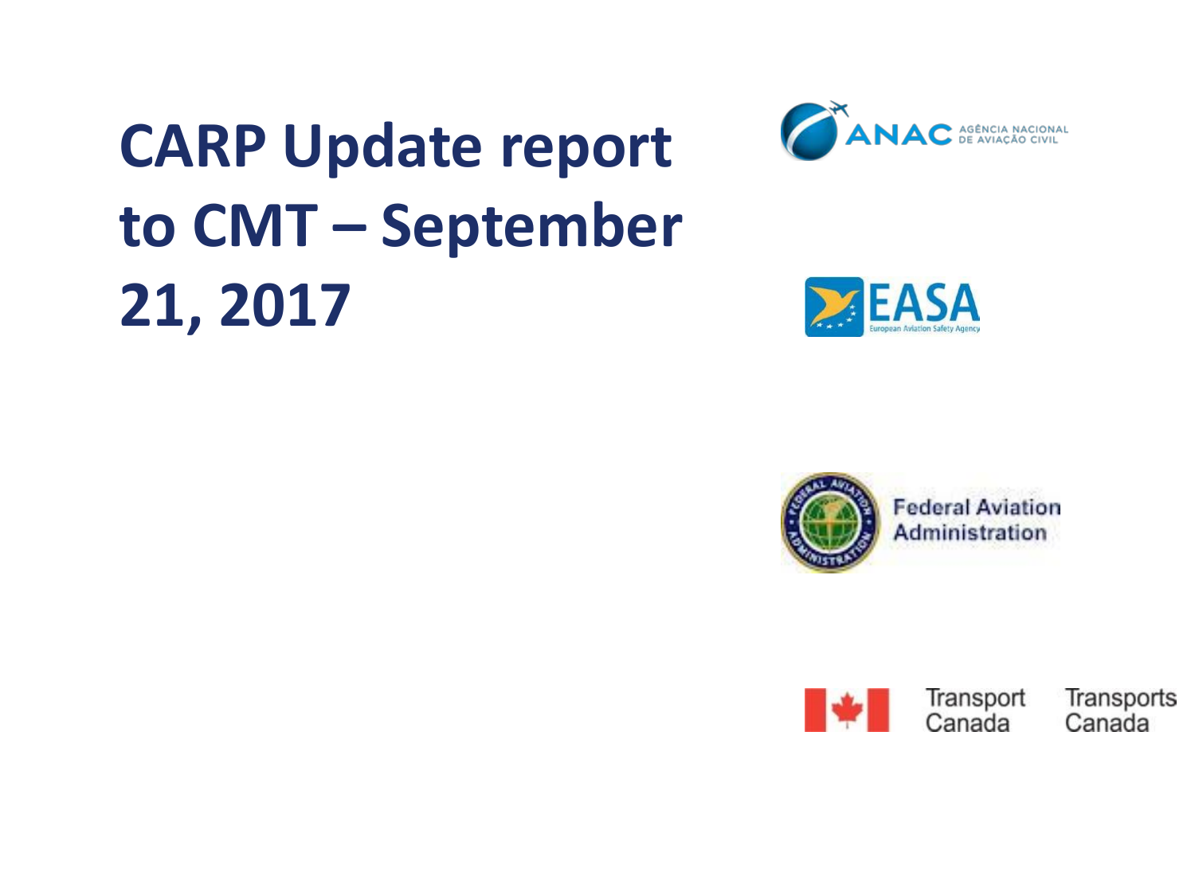# CARP Update report to CMT – September 21, 2017

ANAC AGÊNCIA NACIONAL DE AVIAÇÃO CIVIL

EASA European Aviation Safety Agency

Federal Aviation Administration

Transport Canada Transports Canada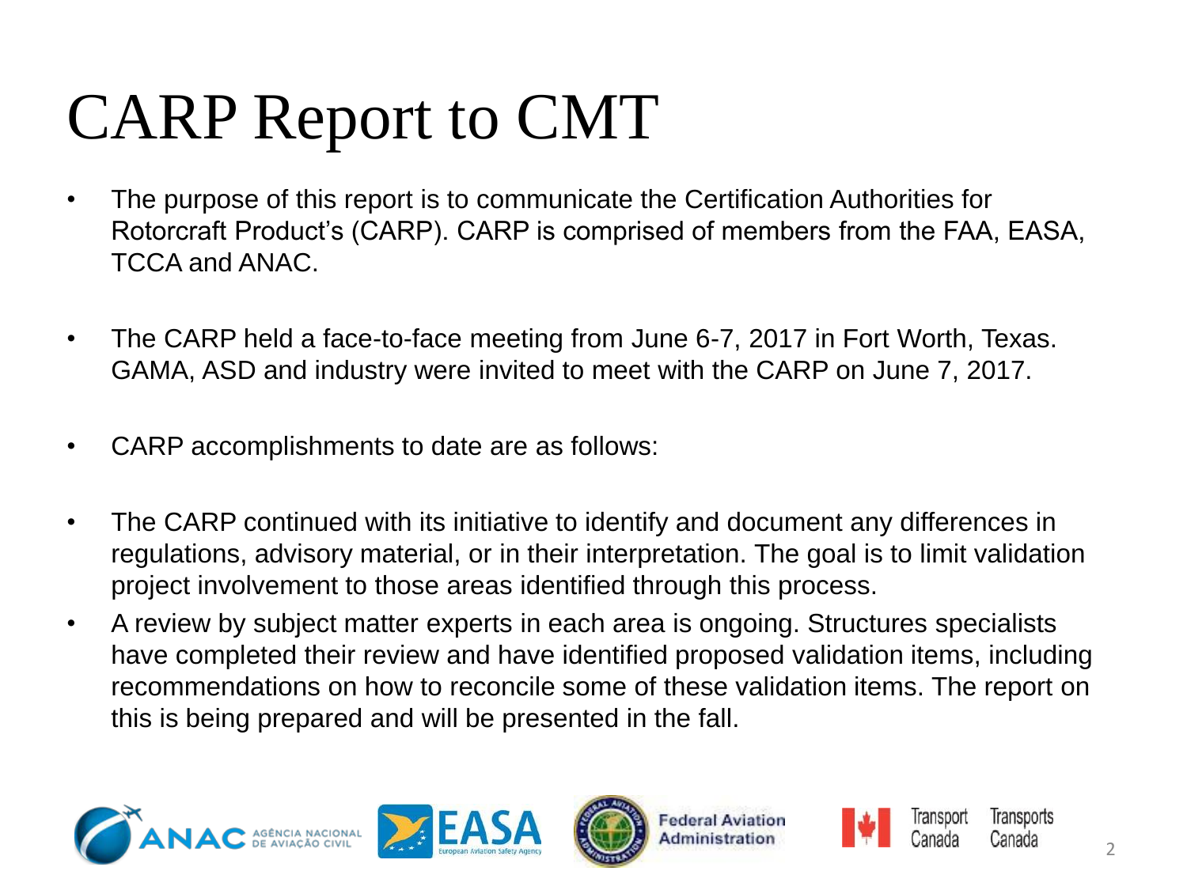# CARP Report to CMT

- The purpose of this report is to communicate the Certification Authorities for Rotorcraft Product's (CARP). CARP is comprised of members from the FAA, EASA, TCCA and ANAC.

- The CARP held a face-to-face meeting from June 6-7, 2017 in Fort Worth, Texas. GAMA, ASD and industry were invited to meet with the CARP on June 7, 2017.

- CARP accomplishments to date are as follows:

- The CARP continued with its initiative to identify and document any differences in regulations, advisory material, or in their interpretation. The goal is to limit validation project involvement to those areas identified through this process.
- A review by subject matter experts in each area is ongoing. Structures specialists have completed their review and have identified proposed validation items, including recommendations on how to reconcile some of these validation items. The report on this is being prepared and will be presented in the fall.

ANAC AGÊNCIA NACIONAL DE AVIAÇÃO CIVIL · EASA European Aviation Safety Agency · Federal Aviation Administration · Transport Canada Transports Canada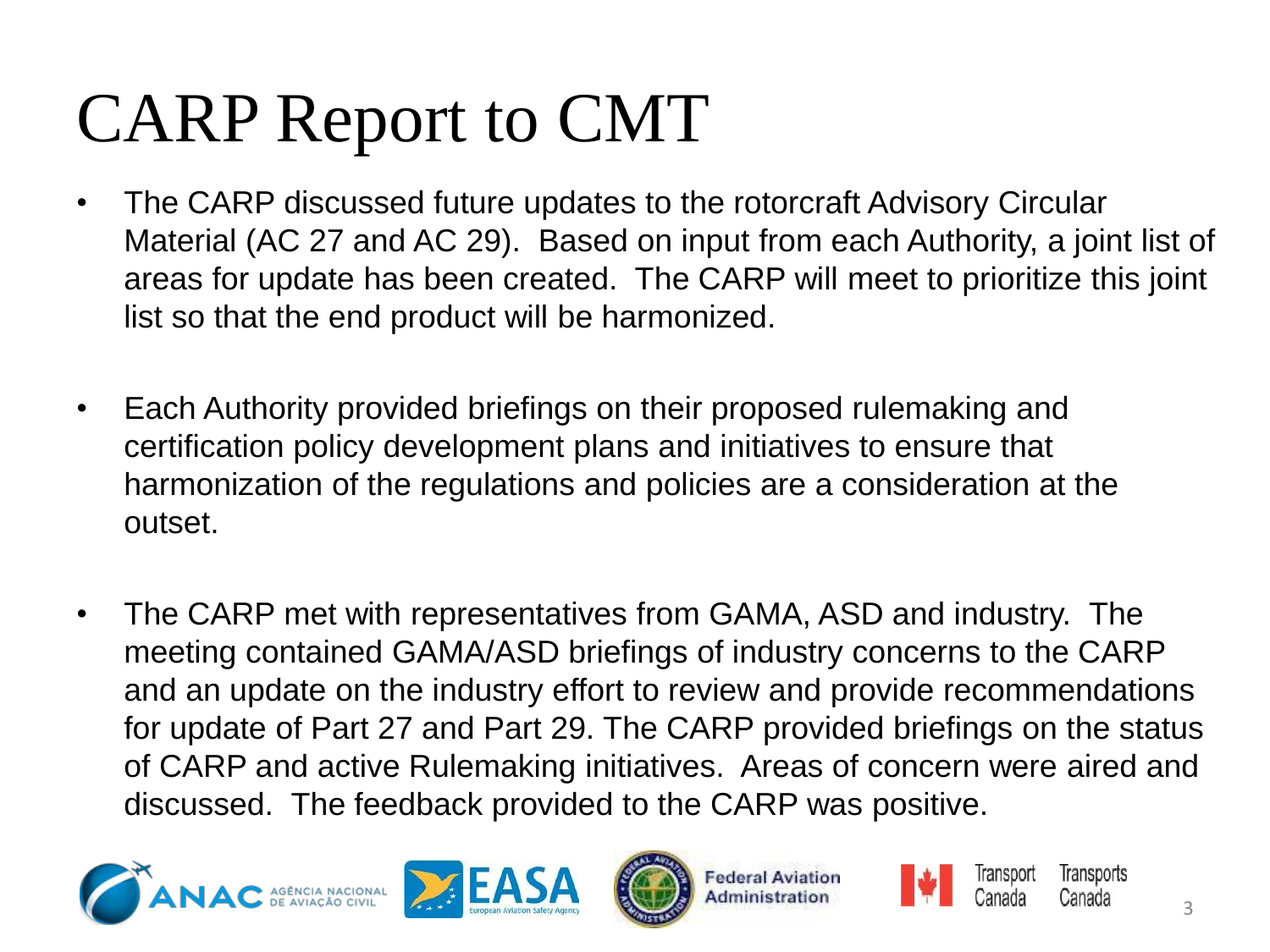# CARP Report to CMT

- The CARP discussed future updates to the rotorcraft Advisory Circular Material (AC 27 and AC 29). Based on input from each Authority, a joint list of areas for update has been created. The CARP will meet to prioritize this joint list so that the end product will be harmonized.
- Each Authority provided briefings on their proposed rulemaking and certification policy development plans and initiatives to ensure that harmonization of the regulations and policies are a consideration at the outset.
- The CARP met with representatives from GAMA, ASD and industry. The meeting contained GAMA/ASD briefings of industry concerns to the CARP and an update on the industry effort to review and provide recommendations for update of Part 27 and Part 29. The CARP provided briefings on the status of CARP and active Rulemaking initiatives. Areas of concern were aired and discussed. The feedback provided to the CARP was positive.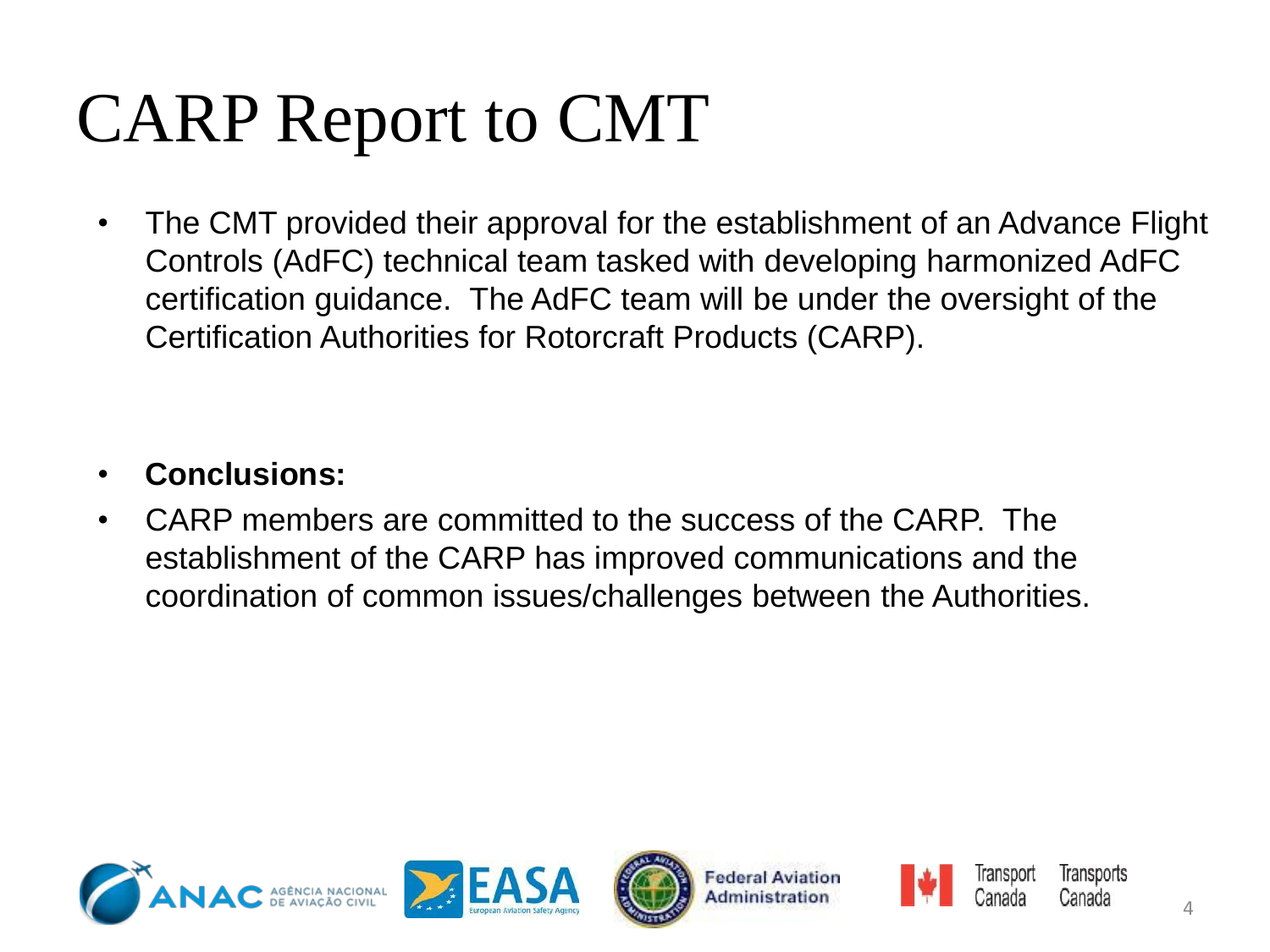# CARP Report to CMT

- The CMT provided their approval for the establishment of an Advance Flight Controls (AdFC) technical team tasked with developing harmonized AdFC certification guidance. The AdFC team will be under the oversight of the Certification Authorities for Rotorcraft Products (CARP).

- **Conclusions:**
- CARP members are committed to the success of the CARP. The establishment of the CARP has improved communications and the coordination of common issues/challenges between the Authorities.

ANAC AGÊNCIA NACIONAL DE AVIAÇÃO CIVIL

EASA European Aviation Safety Agency

Federal Aviation Administration

Transport Canada Transports Canada